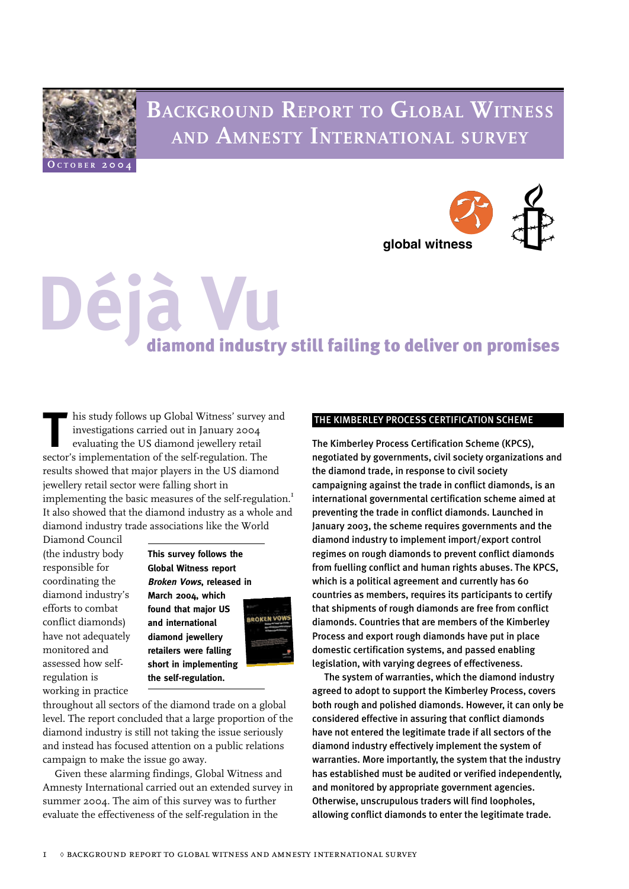# Background Report to Global Witness and Amnesty International survey

October 2004

global witness

# Déjà Vu

## diamond industry still failing to deliver on promises

This study follows up Global Witness' survey and investigations carried out in January 2004 evaluating the US diamond jewellery retail sector's implementation of the self-regulation. The results showed that major players in the US diamond jewellery retail sector were falling short in implementing the basic measures of the self-regulation.[1] It also showed that the diamond industry as a whole and diamond industry trade associations like the World Diamond Council (the industry body responsible for coordinating the diamond industry's efforts to combat conflict diamonds) have not adequately monitored and assessed how self-regulation is working in practice throughout all sectors of the diamond trade on a global level. The report concluded that a large proportion of the diamond industry is still not taking the issue seriously and instead has focused attention on a public relations campaign to make the issue go away.

**This survey follows the Global Witness report *Broken Vows*, released in March 2004, which found that major US and international diamond jewellery retailers were falling short in implementing the self-regulation.**

Given these alarming findings, Global Witness and Amnesty International carried out an extended survey in summer 2004. The aim of this survey was to further evaluate the effectiveness of the self-regulation in the

### THE KIMBERLEY PROCESS CERTIFICATION SCHEME

The Kimberley Process Certification Scheme (KPCS), negotiated by governments, civil society organizations and the diamond trade, in response to civil society campaigning against the trade in conflict diamonds, is an international governmental certification scheme aimed at preventing the trade in conflict diamonds. Launched in January 2003, the scheme requires governments and the diamond industry to implement import/export control regimes on rough diamonds to prevent conflict diamonds from fuelling conflict and human rights abuses. The KPCS, which is a political agreement and currently has 60 countries as members, requires its participants to certify that shipments of rough diamonds are free from conflict diamonds. Countries that are members of the Kimberley Process and export rough diamonds have put in place domestic certification systems, and passed enabling legislation, with varying degrees of effectiveness.

The system of warranties, which the diamond industry agreed to adopt to support the Kimberley Process, covers both rough and polished diamonds. However, it can only be considered effective in assuring that conflict diamonds have not entered the legitimate trade if all sectors of the diamond industry effectively implement the system of warranties. More importantly, the system that the industry has established must be audited or verified independently, and monitored by appropriate government agencies. Otherwise, unscrupulous traders will find loopholes, allowing conflict diamonds to enter the legitimate trade.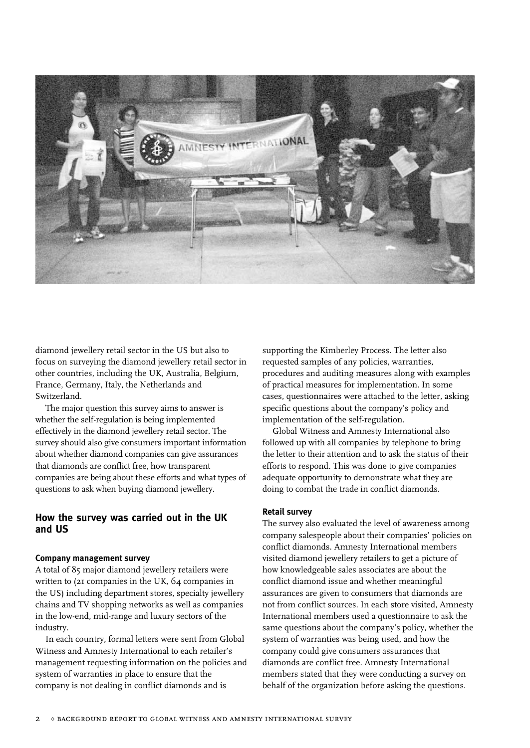diamond jewellery retail sector in the US but also to focus on surveying the diamond jewellery retail sector in other countries, including the UK, Australia, Belgium, France, Germany, Italy, the Netherlands and Switzerland.

The major question this survey aims to answer is whether the self-regulation is being implemented effectively in the diamond jewellery retail sector. The survey should also give consumers important information about whether diamond companies can give assurances that diamonds are conflict free, how transparent companies are being about these efforts and what types of questions to ask when buying diamond jewellery.

## How the survey was carried out in the UK and US

### Company management survey

A total of 85 major diamond jewellery retailers were written to (21 companies in the UK, 64 companies in the US) including department stores, specialty jewellery chains and TV shopping networks as well as companies in the low-end, mid-range and luxury sectors of the industry.

In each country, formal letters were sent from Global Witness and Amnesty International to each retailer's management requesting information on the policies and system of warranties in place to ensure that the company is not dealing in conflict diamonds and is supporting the Kimberley Process. The letter also requested samples of any policies, warranties, procedures and auditing measures along with examples of practical measures for implementation. In some cases, questionnaires were attached to the letter, asking specific questions about the company's policy and implementation of the self-regulation.

Global Witness and Amnesty International also followed up with all companies by telephone to bring the letter to their attention and to ask the status of their efforts to respond. This was done to give companies adequate opportunity to demonstrate what they are doing to combat the trade in conflict diamonds.

### Retail survey

The survey also evaluated the level of awareness among company salespeople about their companies' policies on conflict diamonds. Amnesty International members visited diamond jewellery retailers to get a picture of how knowledgeable sales associates are about the conflict diamond issue and whether meaningful assurances are given to consumers that diamonds are not from conflict sources. In each store visited, Amnesty International members used a questionnaire to ask the same questions about the company's policy, whether the system of warranties was being used, and how the company could give consumers assurances that diamonds are conflict free. Amnesty International members stated that they were conducting a survey on behalf of the organization before asking the questions.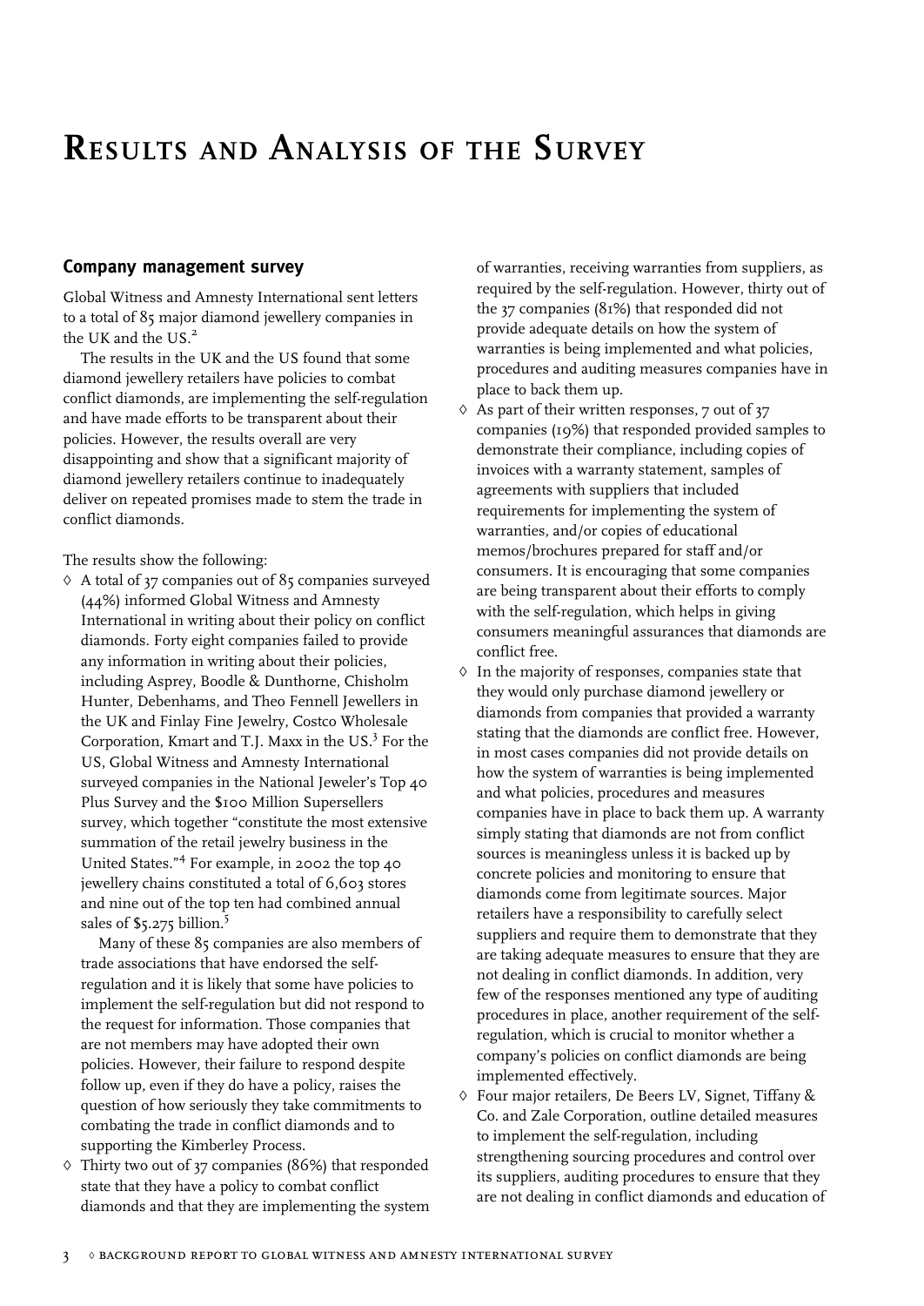# Results and Analysis of the Survey

## Company management survey

Global Witness and Amnesty International sent letters to a total of 85 major diamond jewellery companies in the UK and the US.[2]

The results in the UK and the US found that some diamond jewellery retailers have policies to combat conflict diamonds, are implementing the self-regulation and have made efforts to be transparent about their policies. However, the results overall are very disappointing and show that a significant majority of diamond jewellery retailers continue to inadequately deliver on repeated promises made to stem the trade in conflict diamonds.

The results show the following:

- A total of 37 companies out of 85 companies surveyed (44%) informed Global Witness and Amnesty International in writing about their policy on conflict diamonds. Forty eight companies failed to provide any information in writing about their policies, including Asprey, Boodle & Dunthorne, Chisholm Hunter, Debenhams, and Theo Fennell Jewellers in the UK and Finlay Fine Jewelry, Costco Wholesale Corporation, Kmart and T.J. Maxx in the US.[3] For the US, Global Witness and Amnesty International surveyed companies in the National Jeweler's Top 40 Plus Survey and the $100 Million Supersellers survey, which together "constitute the most extensive summation of the retail jewelry business in the United States."[4] For example, in 2002 the top 40 jewellery chains constituted a total of 6,603 stores and nine out of the top ten had combined annual sales of $5.275 billion.[5]

  Many of these 85 companies are also members of trade associations that have endorsed the self-regulation and it is likely that some have policies to implement the self-regulation but did not respond to the request for information. Those companies that are not members may have adopted their own policies. However, their failure to respond despite follow up, even if they do have a policy, raises the question of how seriously they take commitments to combating the trade in conflict diamonds and to supporting the Kimberley Process.
- Thirty two out of 37 companies (86%) that responded state that they have a policy to combat conflict diamonds and that they are implementing the system of warranties, receiving warranties from suppliers, as required by the self-regulation. However, thirty out of the 37 companies (81%) that responded did not provide adequate details on how the system of warranties is being implemented and what policies, procedures and auditing measures companies have in place to back them up.
- As part of their written responses, 7 out of 37 companies (19%) that responded provided samples to demonstrate their compliance, including copies of invoices with a warranty statement, samples of agreements with suppliers that included requirements for implementing the system of warranties, and/or copies of educational memos/brochures prepared for staff and/or consumers. It is encouraging that some companies are being transparent about their efforts to comply with the self-regulation, which helps in giving consumers meaningful assurances that diamonds are conflict free.
- In the majority of responses, companies state that they would only purchase diamond jewellery or diamonds from companies that provided a warranty stating that the diamonds are conflict free. However, in most cases companies did not provide details on how the system of warranties is being implemented and what policies, procedures and measures companies have in place to back them up. A warranty simply stating that diamonds are not from conflict sources is meaningless unless it is backed up by concrete policies and monitoring to ensure that diamonds come from legitimate sources. Major retailers have a responsibility to carefully select suppliers and require them to demonstrate that they are taking adequate measures to ensure that they are not dealing in conflict diamonds. In addition, very few of the responses mentioned any type of auditing procedures in place, another requirement of the self-regulation, which is crucial to monitor whether a company's policies on conflict diamonds are being implemented effectively.
- Four major retailers, De Beers LV, Signet, Tiffany & Co. and Zale Corporation, outline detailed measures to implement the self-regulation, including strengthening sourcing procedures and control over its suppliers, auditing procedures to ensure that they are not dealing in conflict diamonds and education of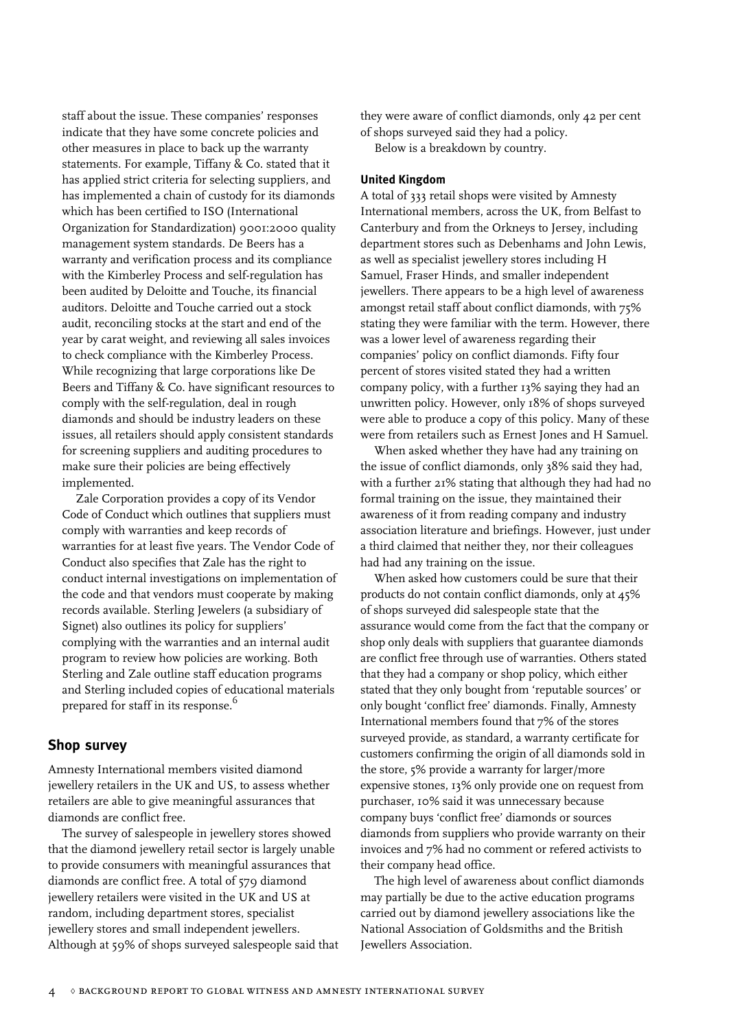staff about the issue. These companies' responses indicate that they have some concrete policies and other measures in place to back up the warranty statements. For example, Tiffany & Co. stated that it has applied strict criteria for selecting suppliers, and has implemented a chain of custody for its diamonds which has been certified to ISO (International Organization for Standardization) 9001:2000 quality management system standards. De Beers has a warranty and verification process and its compliance with the Kimberley Process and self-regulation has been audited by Deloitte and Touche, its financial auditors. Deloitte and Touche carried out a stock audit, reconciling stocks at the start and end of the year by carat weight, and reviewing all sales invoices to check compliance with the Kimberley Process. While recognizing that large corporations like De Beers and Tiffany & Co. have significant resources to comply with the self-regulation, deal in rough diamonds and should be industry leaders on these issues, all retailers should apply consistent standards for screening suppliers and auditing procedures to make sure their policies are being effectively implemented.

Zale Corporation provides a copy of its Vendor Code of Conduct which outlines that suppliers must comply with warranties and keep records of warranties for at least five years. The Vendor Code of Conduct also specifies that Zale has the right to conduct internal investigations on implementation of the code and that vendors must cooperate by making records available. Sterling Jewelers (a subsidiary of Signet) also outlines its policy for suppliers' complying with the warranties and an internal audit program to review how policies are working. Both Sterling and Zale outline staff education programs and Sterling included copies of educational materials prepared for staff in its response.[6]

## Shop survey

Amnesty International members visited diamond jewellery retailers in the UK and US, to assess whether retailers are able to give meaningful assurances that diamonds are conflict free.

The survey of salespeople in jewellery stores showed that the diamond jewellery retail sector is largely unable to provide consumers with meaningful assurances that diamonds are conflict free. A total of 579 diamond jewellery retailers were visited in the UK and US at random, including department stores, specialist jewellery stores and small independent jewellers. Although at 59% of shops surveyed salespeople said that they were aware of conflict diamonds, only 42 per cent of shops surveyed said they had a policy.

Below is a breakdown by country.

### United Kingdom

A total of 333 retail shops were visited by Amnesty International members, across the UK, from Belfast to Canterbury and from the Orkneys to Jersey, including department stores such as Debenhams and John Lewis, as well as specialist jewellery stores including H Samuel, Fraser Hinds, and smaller independent jewellers. There appears to be a high level of awareness amongst retail staff about conflict diamonds, with 75% stating they were familiar with the term. However, there was a lower level of awareness regarding their companies' policy on conflict diamonds. Fifty four percent of stores visited stated they had a written company policy, with a further 13% saying they had an unwritten policy. However, only 18% of shops surveyed were able to produce a copy of this policy. Many of these were from retailers such as Ernest Jones and H Samuel.

When asked whether they have had any training on the issue of conflict diamonds, only 38% said they had, with a further 21% stating that although they had had no formal training on the issue, they maintained their awareness of it from reading company and industry association literature and briefings. However, just under a third claimed that neither they, nor their colleagues had had any training on the issue.

When asked how customers could be sure that their products do not contain conflict diamonds, only at 45% of shops surveyed did salespeople state that the assurance would come from the fact that the company or shop only deals with suppliers that guarantee diamonds are conflict free through use of warranties. Others stated that they had a company or shop policy, which either stated that they only bought from 'reputable sources' or only bought 'conflict free' diamonds. Finally, Amnesty International members found that 7% of the stores surveyed provide, as standard, a warranty certificate for customers confirming the origin of all diamonds sold in the store, 5% provide a warranty for larger/more expensive stones, 13% only provide one on request from purchaser, 10% said it was unnecessary because company buys 'conflict free' diamonds or sources diamonds from suppliers who provide warranty on their invoices and 7% had no comment or refered activists to their company head office.

The high level of awareness about conflict diamonds may partially be due to the active education programs carried out by diamond jewellery associations like the National Association of Goldsmiths and the British Jewellers Association.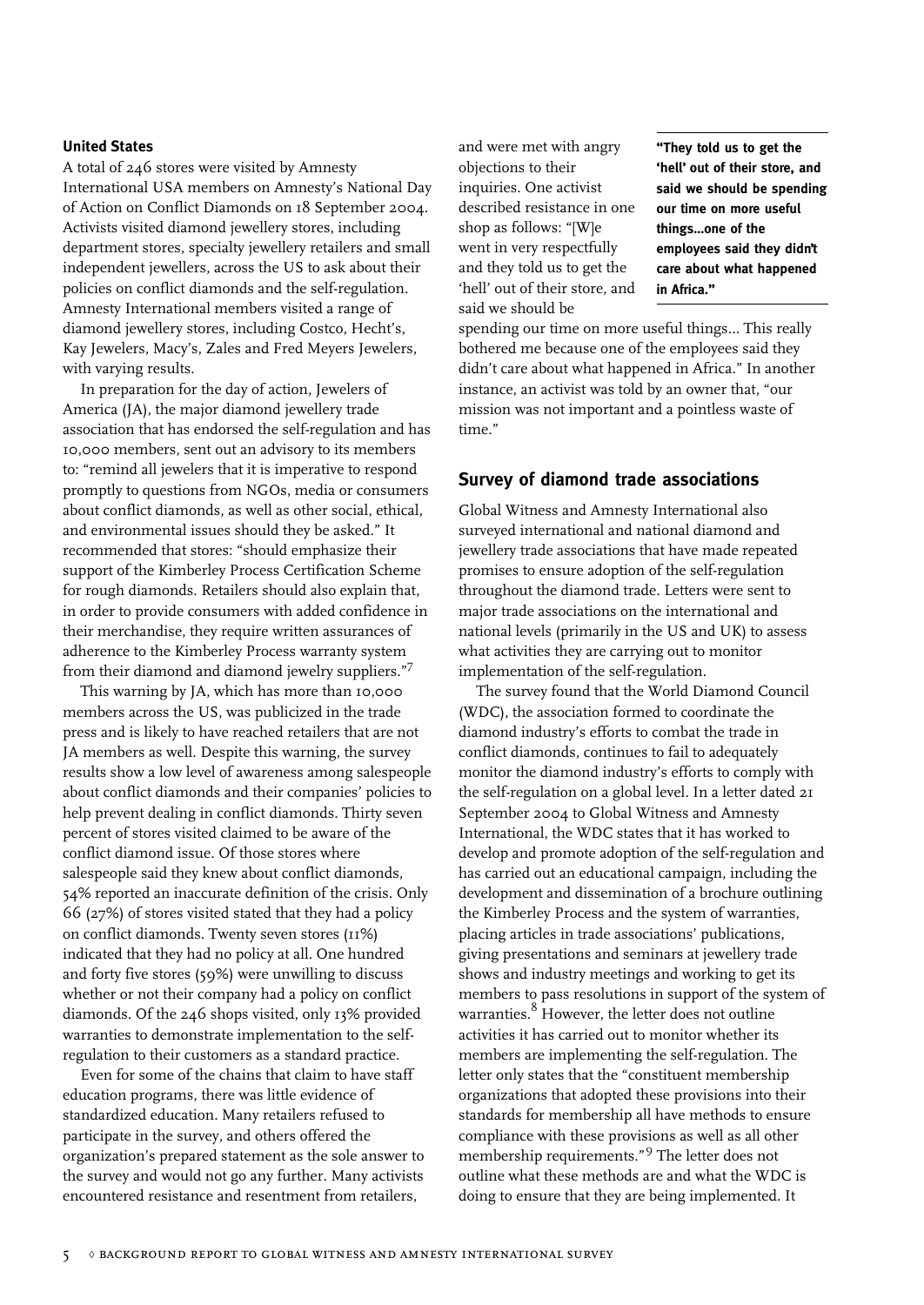### United States

A total of 246 stores were visited by Amnesty International USA members on Amnesty's National Day of Action on Conflict Diamonds on 18 September 2004. Activists visited diamond jewellery stores, including department stores, specialty jewellery retailers and small independent jewellers, across the US to ask about their policies on conflict diamonds and the self-regulation. Amnesty International members visited a range of diamond jewellery stores, including Costco, Hecht's, Kay Jewelers, Macy's, Zales and Fred Meyers Jewelers, with varying results.

In preparation for the day of action, Jewelers of America (JA), the major diamond jewellery trade association that has endorsed the self-regulation and has 10,000 members, sent out an advisory to its members to: "remind all jewelers that it is imperative to respond promptly to questions from NGOs, media or consumers about conflict diamonds, as well as other social, ethical, and environmental issues should they be asked." It recommended that stores: "should emphasize their support of the Kimberley Process Certification Scheme for rough diamonds. Retailers should also explain that, in order to provide consumers with added confidence in their merchandise, they require written assurances of adherence to the Kimberley Process warranty system from their diamond and diamond jewelry suppliers."[7]

This warning by JA, which has more than 10,000 members across the US, was publicized in the trade press and is likely to have reached retailers that are not JA members as well. Despite this warning, the survey results show a low level of awareness among salespeople about conflict diamonds and their companies' policies to help prevent dealing in conflict diamonds. Thirty seven percent of stores visited claimed to be aware of the conflict diamond issue. Of those stores where salespeople said they knew about conflict diamonds, 54% reported an inaccurate definition of the crisis. Only 66 (27%) of stores visited stated that they had a policy on conflict diamonds. Twenty seven stores (11%) indicated that they had no policy at all. One hundred and forty five stores (59%) were unwilling to discuss whether or not their company had a policy on conflict diamonds. Of the 246 shops visited, only 13% provided warranties to demonstrate implementation to the self-regulation to their customers as a standard practice.

Even for some of the chains that claim to have staff education programs, there was little evidence of standardized education. Many retailers refused to participate in the survey, and others offered the organization's prepared statement as the sole answer to the survey and would not go any further. Many activists encountered resistance and resentment from retailers, and were met with angry objections to their inquiries. One activist described resistance in one shop as follows: "[W]e went in very respectfully and they told us to get the 'hell' out of their store, and said we should be spending our time on more useful things... This really bothered me because one of the employees said they didn't care about what happened in Africa." In another instance, an activist was told by an owner that, "our mission was not important and a pointless waste of time."

> **"They told us to get the 'hell' out of their store, and said we should be spending our time on more useful things...one of the employees said they didn't care about what happened in Africa."**

## Survey of diamond trade associations

Global Witness and Amnesty International also surveyed international and national diamond and jewellery trade associations that have made repeated promises to ensure adoption of the self-regulation throughout the diamond trade. Letters were sent to major trade associations on the international and national levels (primarily in the US and UK) to assess what activities they are carrying out to monitor implementation of the self-regulation.

The survey found that the World Diamond Council (WDC), the association formed to coordinate the diamond industry's efforts to combat the trade in conflict diamonds, continues to fail to adequately monitor the diamond industry's efforts to comply with the self-regulation on a global level. In a letter dated 21 September 2004 to Global Witness and Amnesty International, the WDC states that it has worked to develop and promote adoption of the self-regulation and has carried out an educational campaign, including the development and dissemination of a brochure outlining the Kimberley Process and the system of warranties, placing articles in trade associations' publications, giving presentations and seminars at jewellery trade shows and industry meetings and working to get its members to pass resolutions in support of the system of warranties.[8] However, the letter does not outline activities it has carried out to monitor whether its members are implementing the self-regulation. The letter only states that the "constituent membership organizations that adopted these provisions into their standards for membership all have methods to ensure compliance with these provisions as well as all other membership requirements."[9] The letter does not outline what these methods are and what the WDC is doing to ensure that they are being implemented. It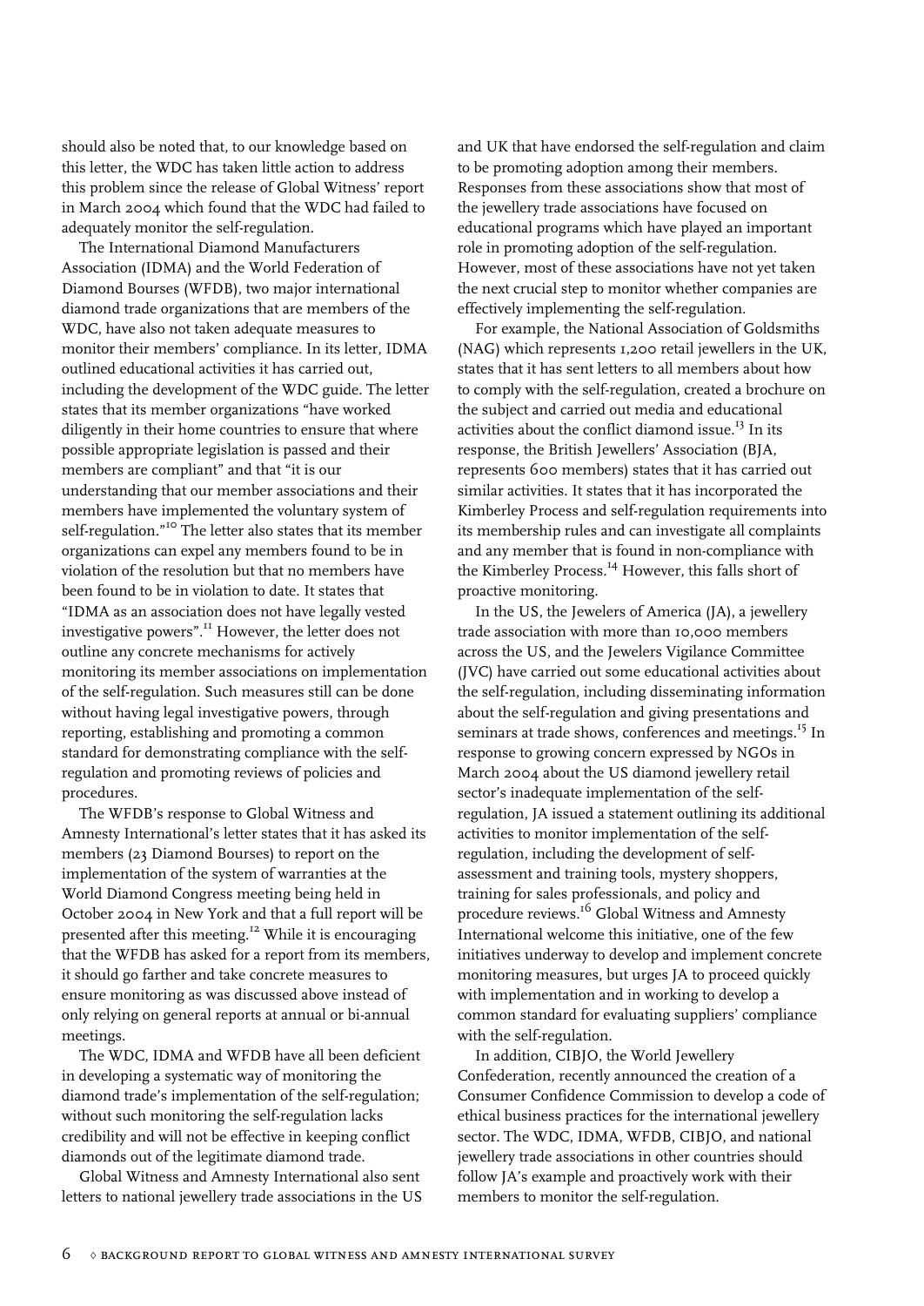should also be noted that, to our knowledge based on this letter, the WDC has taken little action to address this problem since the release of Global Witness' report in March 2004 which found that the WDC had failed to adequately monitor the self-regulation.

The International Diamond Manufacturers Association (IDMA) and the World Federation of Diamond Bourses (WFDB), two major international diamond trade organizations that are members of the WDC, have also not taken adequate measures to monitor their members' compliance. In its letter, IDMA outlined educational activities it has carried out, including the development of the WDC guide. The letter states that its member organizations "have worked diligently in their home countries to ensure that where possible appropriate legislation is passed and their members are compliant" and that "it is our understanding that our member associations and their members have implemented the voluntary system of self-regulation."[10] The letter also states that its member organizations can expel any members found to be in violation of the resolution but that no members have been found to be in violation to date. It states that "IDMA as an association does not have legally vested investigative powers".[11] However, the letter does not outline any concrete mechanisms for actively monitoring its member associations on implementation of the self-regulation. Such measures still can be done without having legal investigative powers, through reporting, establishing and promoting a common standard for demonstrating compliance with the self-regulation and promoting reviews of policies and procedures.

The WFDB's response to Global Witness and Amnesty International's letter states that it has asked its members (23 Diamond Bourses) to report on the implementation of the system of warranties at the World Diamond Congress meeting being held in October 2004 in New York and that a full report will be presented after this meeting.[12] While it is encouraging that the WFDB has asked for a report from its members, it should go farther and take concrete measures to ensure monitoring as was discussed above instead of only relying on general reports at annual or bi-annual meetings.

The WDC, IDMA and WFDB have all been deficient in developing a systematic way of monitoring the diamond trade's implementation of the self-regulation; without such monitoring the self-regulation lacks credibility and will not be effective in keeping conflict diamonds out of the legitimate diamond trade.

Global Witness and Amnesty International also sent letters to national jewellery trade associations in the US and UK that have endorsed the self-regulation and claim to be promoting adoption among their members. Responses from these associations show that most of the jewellery trade associations have focused on educational programs which have played an important role in promoting adoption of the self-regulation. However, most of these associations have not yet taken the next crucial step to monitor whether companies are effectively implementing the self-regulation.

For example, the National Association of Goldsmiths (NAG) which represents 1,200 retail jewellers in the UK, states that it has sent letters to all members about how to comply with the self-regulation, created a brochure on the subject and carried out media and educational activities about the conflict diamond issue.[13] In its response, the British Jewellers' Association (BJA, represents 600 members) states that it has carried out similar activities. It states that it has incorporated the Kimberley Process and self-regulation requirements into its membership rules and can investigate all complaints and any member that is found in non-compliance with the Kimberley Process.[14] However, this falls short of proactive monitoring.

In the US, the Jewelers of America (JA), a jewellery trade association with more than 10,000 members across the US, and the Jewelers Vigilance Committee (JVC) have carried out some educational activities about the self-regulation, including disseminating information about the self-regulation and giving presentations and seminars at trade shows, conferences and meetings.[15] In response to growing concern expressed by NGOs in March 2004 about the US diamond jewellery retail sector's inadequate implementation of the self-regulation, JA issued a statement outlining its additional activities to monitor implementation of the self-regulation, including the development of self-assessment and training tools, mystery shoppers, training for sales professionals, and policy and procedure reviews.[16] Global Witness and Amnesty International welcome this initiative, one of the few initiatives underway to develop and implement concrete monitoring measures, but urges JA to proceed quickly with implementation and in working to develop a common standard for evaluating suppliers' compliance with the self-regulation.

In addition, CIBJO, the World Jewellery Confederation, recently announced the creation of a Consumer Confidence Commission to develop a code of ethical business practices for the international jewellery sector. The WDC, IDMA, WFDB, CIBJO, and national jewellery trade associations in other countries should follow JA's example and proactively work with their members to monitor the self-regulation.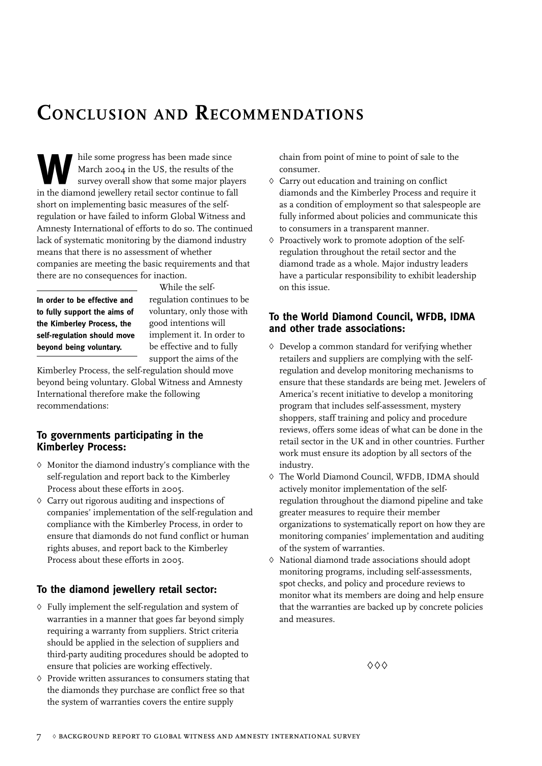# Conclusion and Recommendations

While some progress has been made since March 2004 in the US, the results of the survey overall show that some major players in the diamond jewellery retail sector continue to fall short on implementing basic measures of the self-regulation or have failed to inform Global Witness and Amnesty International of efforts to do so. The continued lack of systematic monitoring by the diamond industry means that there is no assessment of whether companies are meeting the basic requirements and that there are no consequences for inaction.

**In order to be effective and to fully support the aims of the Kimberley Process, the self-regulation should move beyond being voluntary.**

While the self-regulation continues to be voluntary, only those with good intentions will implement it. In order to be effective and to fully support the aims of the Kimberley Process, the self-regulation should move beyond being voluntary. Global Witness and Amnesty International therefore make the following recommendations:

### To governments participating in the Kimberley Process:

- Monitor the diamond industry's compliance with the self-regulation and report back to the Kimberley Process about these efforts in 2005.
- Carry out rigorous auditing and inspections of companies' implementation of the self-regulation and compliance with the Kimberley Process, in order to ensure that diamonds do not fund conflict or human rights abuses, and report back to the Kimberley Process about these efforts in 2005.

### To the diamond jewellery retail sector:

- Fully implement the self-regulation and system of warranties in a manner that goes far beyond simply requiring a warranty from suppliers. Strict criteria should be applied in the selection of suppliers and third-party auditing procedures should be adopted to ensure that policies are working effectively.
- Provide written assurances to consumers stating that the diamonds they purchase are conflict free so that the system of warranties covers the entire supply chain from point of mine to point of sale to the consumer.
- Carry out education and training on conflict diamonds and the Kimberley Process and require it as a condition of employment so that salespeople are fully informed about policies and communicate this to consumers in a transparent manner.
- Proactively work to promote adoption of the self-regulation throughout the retail sector and the diamond trade as a whole. Major industry leaders have a particular responsibility to exhibit leadership on this issue.

### To the World Diamond Council, WFDB, IDMA and other trade associations:

- Develop a common standard for verifying whether retailers and suppliers are complying with the self-regulation and develop monitoring mechanisms to ensure that these standards are being met. Jewelers of America's recent initiative to develop a monitoring program that includes self-assessment, mystery shoppers, staff training and policy and procedure reviews, offers some ideas of what can be done in the retail sector in the UK and in other countries. Further work must ensure its adoption by all sectors of the industry.
- The World Diamond Council, WFDB, IDMA should actively monitor implementation of the self-regulation throughout the diamond pipeline and take greater measures to require their member organizations to systematically report on how they are monitoring companies' implementation and auditing of the system of warranties.
- National diamond trade associations should adopt monitoring programs, including self-assessments, spot checks, and policy and procedure reviews to monitor what its members are doing and help ensure that the warranties are backed up by concrete policies and measures.

◊◊◊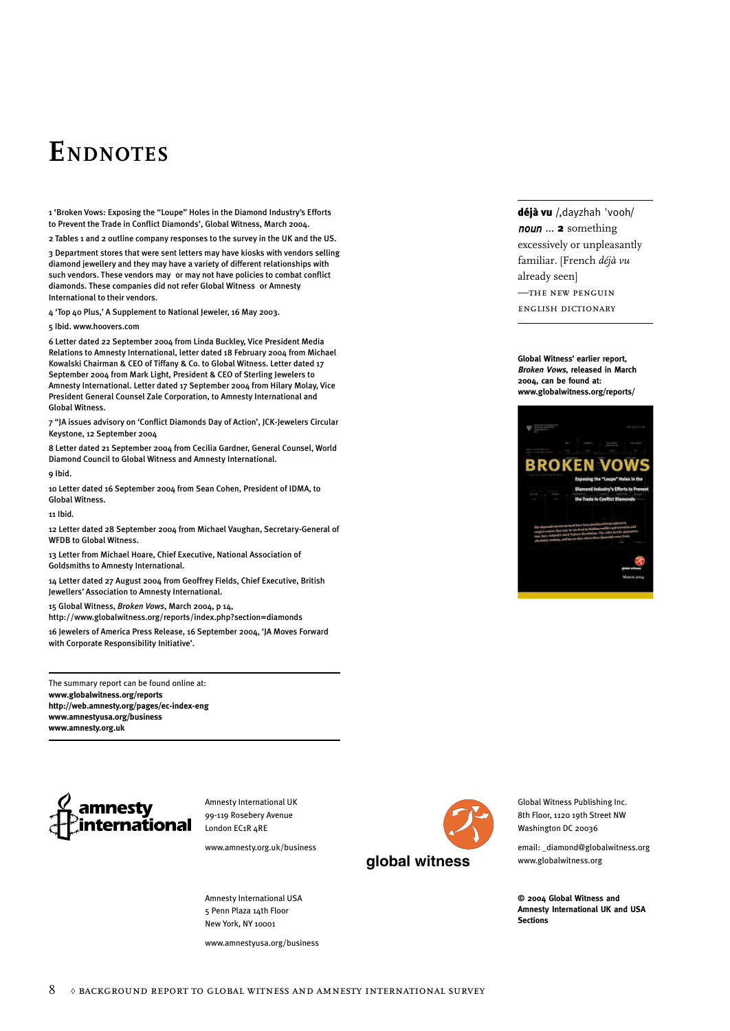# Endnotes

1 'Broken Vows: Exposing the "Loupe" Holes in the Diamond Industry's Efforts to Prevent the Trade in Conflict Diamonds', Global Witness, March 2004.

2 Tables 1 and 2 outline company responses to the survey in the UK and the US.

3 Department stores that were sent letters may have kiosks with vendors selling diamond jewellery and they may have a variety of different relationships with such vendors. These vendors may or may not have policies to combat conflict diamonds. These companies did not refer Global Witness or Amnesty International to their vendors.

4 'Top 40 Plus,' A Supplement to National Jeweler, 16 May 2003.

5 Ibid. www.hoovers.com

6 Letter dated 22 September 2004 from Linda Buckley, Vice President Media Relations to Amnesty International, letter dated 18 February 2004 from Michael Kowalski Chairman & CEO of Tiffany & Co. to Global Witness. Letter dated 17 September 2004 from Mark Light, President & CEO of Sterling Jewelers to Amnesty International. Letter dated 17 September 2004 from Hilary Molay, Vice President General Counsel Zale Corporation, to Amnesty International and Global Witness.

7 "JA issues advisory on 'Conflict Diamonds Day of Action', JCK-Jewelers Circular Keystone, 12 September 2004

8 Letter dated 21 September 2004 from Cecilia Gardner, General Counsel, World Diamond Council to Global Witness and Amnesty International.

9 Ibid.

10 Letter dated 16 September 2004 from Sean Cohen, President of IDMA, to Global Witness.

11 Ibid.

12 Letter dated 28 September 2004 from Michael Vaughan, Secretary-General of WFDB to Global Witness.

13 Letter from Michael Hoare, Chief Executive, National Association of Goldsmiths to Amnesty International.

14 Letter dated 27 August 2004 from Geoffrey Fields, Chief Executive, British Jewellers' Association to Amnesty International.

15 Global Witness, *Broken Vows*, March 2004, p 14, http://www.globalwitness.org/reports/index.php?section=diamonds

16 Jewelers of America Press Release, 16 September 2004, 'JA Moves Forward with Corporate Responsibility Initiative'.

The summary report can be found online at:
**www.globalwitness.org/reports**
**http://web.amnesty.org/pages/ec-index-eng**
**www.amnestyusa.org/business**
**www.amnesty.org.uk**

**déjà vu** /ˌdayzhah ˈvooh/ ***noun*** ... **2** something excessively or unpleasantly familiar. [French *déjà vu* already seen]
—The New Penguin English Dictionary

**Global Witness' earlier report, *Broken Vows*, released in March 2004, can be found at: www.globalwitness.org/reports/**

Amnesty International UK
99-119 Rosebery Avenue
London EC1R 4RE

www.amnesty.org.uk/business

Amnesty International USA
5 Penn Plaza 14th Floor
New York, NY 10001

www.amnestyusa.org/business

Global Witness Publishing Inc.
8th Floor, 1120 19th Street NW
Washington DC 20036

email: _diamond@globalwitness.org
www.globalwitness.org

**© 2004 Global Witness and Amnesty International UK and USA Sections**